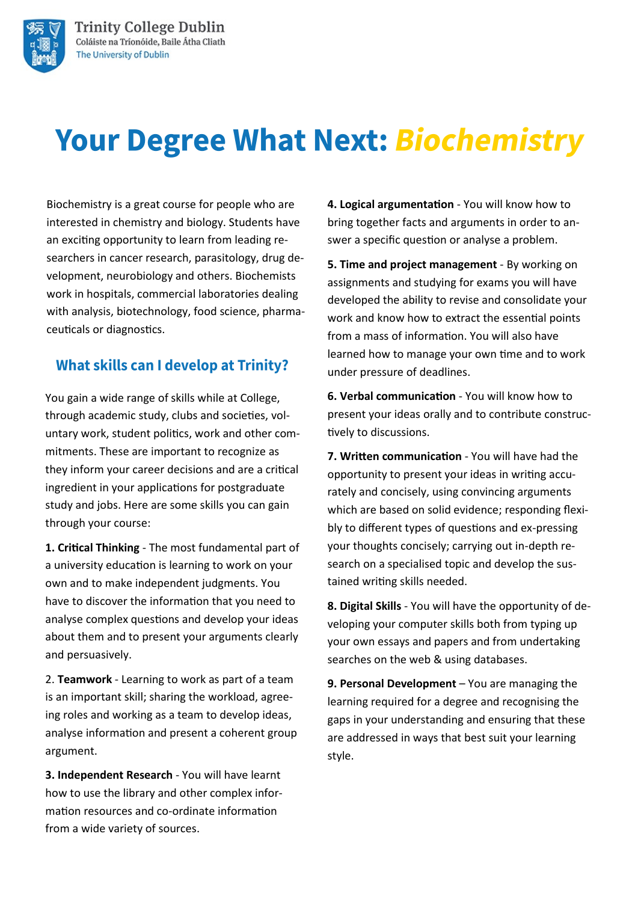Trinity College Dublin
Coláiste na Tríonóide, Baile Átha Cliath
The University of Dublin

# Your Degree What Next: *Biochemistry*

Biochemistry is a great course for people who are interested in chemistry and biology. Students have an exciting opportunity to learn from leading researchers in cancer research, parasitology, drug development, neurobiology and others. Biochemists work in hospitals, commercial laboratories dealing with analysis, biotechnology, food science, pharmaceuticals or diagnostics.

## What skills can I develop at Trinity?

You gain a wide range of skills while at College, through academic study, clubs and societies, voluntary work, student politics, work and other commitments. These are important to recognize as they inform your career decisions and are a critical ingredient in your applications for postgraduate study and jobs. Here are some skills you can gain through your course:

**1. Critical Thinking** - The most fundamental part of a university education is learning to work on your own and to make independent judgments. You have to discover the information that you need to analyse complex questions and develop your ideas about them and to present your arguments clearly and persuasively.

2. **Teamwork** - Learning to work as part of a team is an important skill; sharing the workload, agreeing roles and working as a team to develop ideas, analyse information and present a coherent group argument.

**3. Independent Research** - You will have learnt how to use the library and other complex information resources and co-ordinate information from a wide variety of sources.

**4. Logical argumentation** - You will know how to bring together facts and arguments in order to answer a specific question or analyse a problem.

**5. Time and project management** - By working on assignments and studying for exams you will have developed the ability to revise and consolidate your work and know how to extract the essential points from a mass of information. You will also have learned how to manage your own time and to work under pressure of deadlines.

**6. Verbal communication** - You will know how to present your ideas orally and to contribute constructively to discussions.

**7. Written communication** - You will have had the opportunity to present your ideas in writing accurately and concisely, using convincing arguments which are based on solid evidence; responding flexibly to different types of questions and ex-pressing your thoughts concisely; carrying out in-depth research on a specialised topic and develop the sustained writing skills needed.

**8. Digital Skills** - You will have the opportunity of developing your computer skills both from typing up your own essays and papers and from undertaking searches on the web & using databases.

**9. Personal Development** – You are managing the learning required for a degree and recognising the gaps in your understanding and ensuring that these are addressed in ways that best suit your learning style.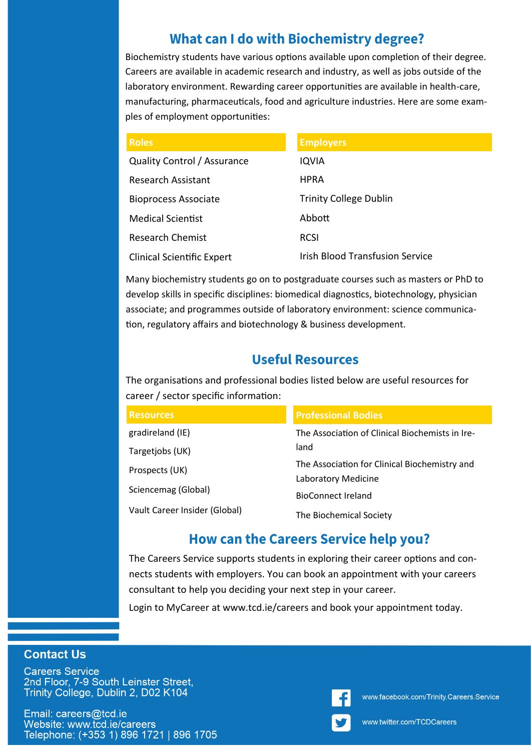## What can I do with Biochemistry degree?

Biochemistry students have various options available upon completion of their degree. Careers are available in academic research and industry, as well as jobs outside of the laboratory environment. Rewarding career opportunities are available in health-care, manufacturing, pharmaceuticals, food and agriculture industries. Here are some examples of employment opportunities:

| Roles | Employers |
|---|---|
| Quality Control / Assurance | IQVIA |
| Research Assistant | HPRA |
| Bioprocess Associate | Trinity College Dublin |
| Medical Scientist | Abbott |
| Research Chemist | RCSI |
| Clinical Scientific Expert | Irish Blood Transfusion Service |

Many biochemistry students go on to postgraduate courses such as masters or PhD to develop skills in specific disciplines: biomedical diagnostics, biotechnology, physician associate; and programmes outside of laboratory environment: science communication, regulatory affairs and biotechnology & business development.

## Useful Resources

The organisations and professional bodies listed below are useful resources for career / sector specific information:

| Resources | Professional Bodies |
|---|---|
| gradireland (IE) | The Association of Clinical Biochemists in Ireland |
| Targetjobs (UK) | The Association for Clinical Biochemistry and Laboratory Medicine |
| Prospects (UK) | BioConnect Ireland |
| Sciencemag (Global) | The Biochemical Society |
| Vault Career Insider (Global) | |

## How can the Careers Service help you?

The Careers Service supports students in exploring their career options and connects students with employers. You can book an appointment with your careers consultant to help you deciding your next step in your career.

Login to MyCareer at www.tcd.ie/careers and book your appointment today.

### Contact Us

Careers Service
2nd Floor, 7-9 South Leinster Street,
Trinity College, Dublin 2, D02 K104

Email: careers@tcd.ie
Website: www.tcd.ie/careers
Telephone: (+353 1) 896 1721 | 896 1705

www.facebook.com/Trinity.Careers.Service

www.twitter.com/TCDCareers